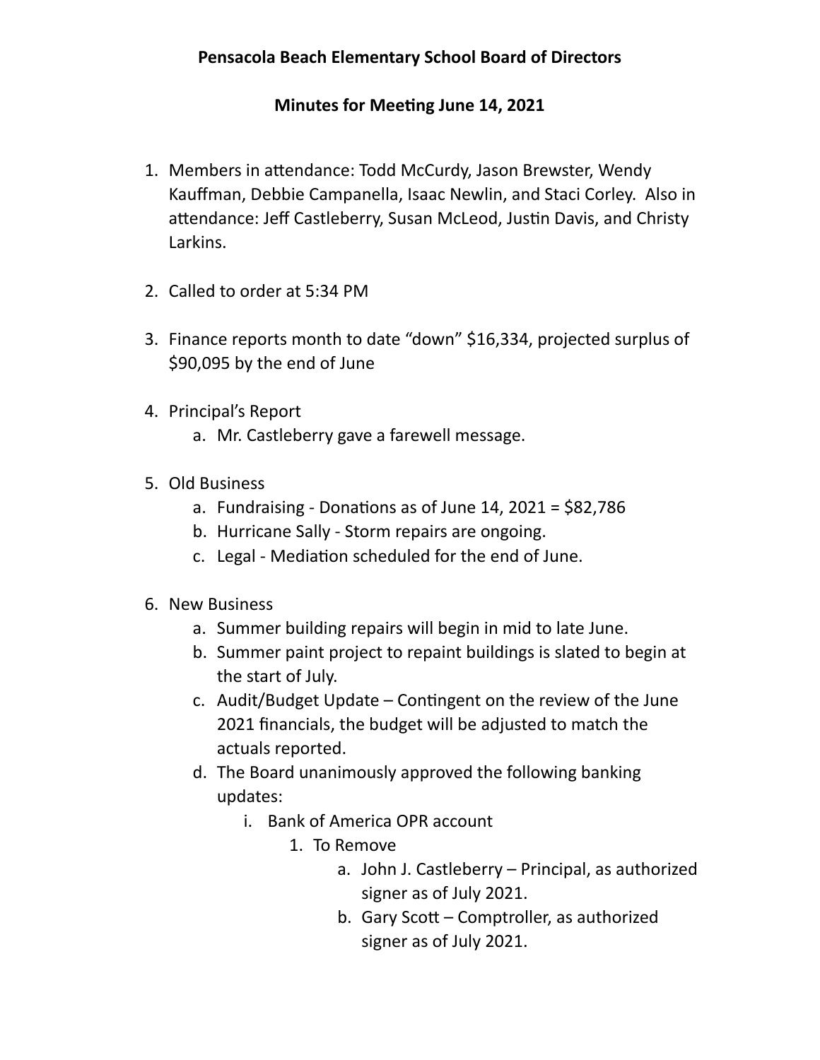**Pensacola Beach Elementary School Board of Directors**

**Minutes for Meeting June 14, 2021**

1. Members in attendance: Todd McCurdy, Jason Brewster, Wendy Kauffman, Debbie Campanella, Isaac Newlin, and Staci Corley. Also in attendance: Jeff Castleberry, Susan McLeod, Justin Davis, and Christy Larkins.

2. Called to order at 5:34 PM

3. Finance reports month to date "down" $16,334, projected surplus of $90,095 by the end of June

4. Principal's Report
    a. Mr. Castleberry gave a farewell message.

5. Old Business
    a. Fundraising - Donations as of June 14, 2021 = $82,786
    b. Hurricane Sally - Storm repairs are ongoing.
    c. Legal - Mediation scheduled for the end of June.

6. New Business
    a. Summer building repairs will begin in mid to late June.
    b. Summer paint project to repaint buildings is slated to begin at the start of July.
    c. Audit/Budget Update – Contingent on the review of the June 2021 financials, the budget will be adjusted to match the actuals reported.
    d. The Board unanimously approved the following banking updates:
        i. Bank of America OPR account
            1. To Remove
                a. John J. Castleberry – Principal, as authorized signer as of July 2021.
                b. Gary Scott – Comptroller, as authorized signer as of July 2021.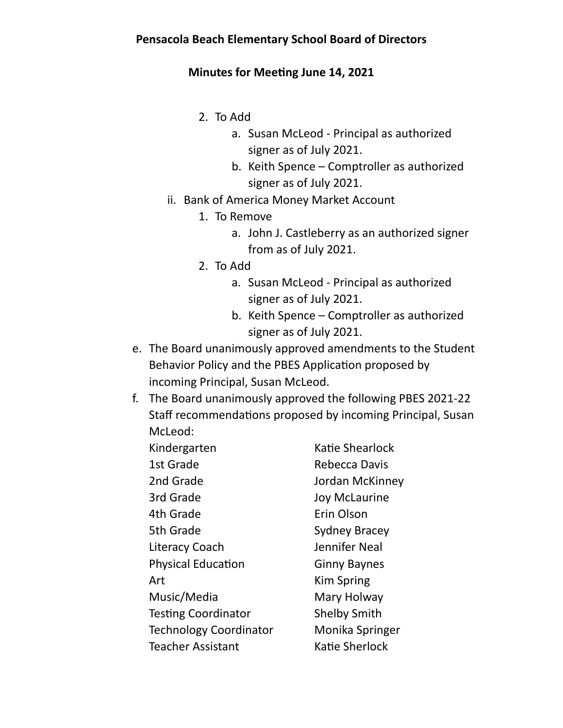**Pensacola Beach Elementary School Board of Directors**

**Minutes for Meeting June 14, 2021**

2. To Add
    a. Susan McLeod - Principal as authorized signer as of July 2021.
    b. Keith Spence – Comptroller as authorized signer as of July 2021.

ii. Bank of America Money Market Account
1. To Remove
    a. John J. Castleberry as an authorized signer from as of July 2021.
2. To Add
    a. Susan McLeod - Principal as authorized signer as of July 2021.
    b. Keith Spence – Comptroller as authorized signer as of July 2021.

e. The Board unanimously approved amendments to the Student Behavior Policy and the PBES Application proposed by incoming Principal, Susan McLeod.

f. The Board unanimously approved the following PBES 2021-22 Staff recommendations proposed by incoming Principal, Susan McLeod:

| | |
|---|---|
| Kindergarten | Katie Shearlock |
| 1st Grade | Rebecca Davis |
| 2nd Grade | Jordan McKinney |
| 3rd Grade | Joy McLaurine |
| 4th Grade | Erin Olson |
| 5th Grade | Sydney Bracey |
| Literacy Coach | Jennifer Neal |
| Physical Education | Ginny Baynes |
| Art | Kim Spring |
| Music/Media | Mary Holway |
| Testing Coordinator | Shelby Smith |
| Technology Coordinator | Monika Springer |
| Teacher Assistant | Katie Sherlock |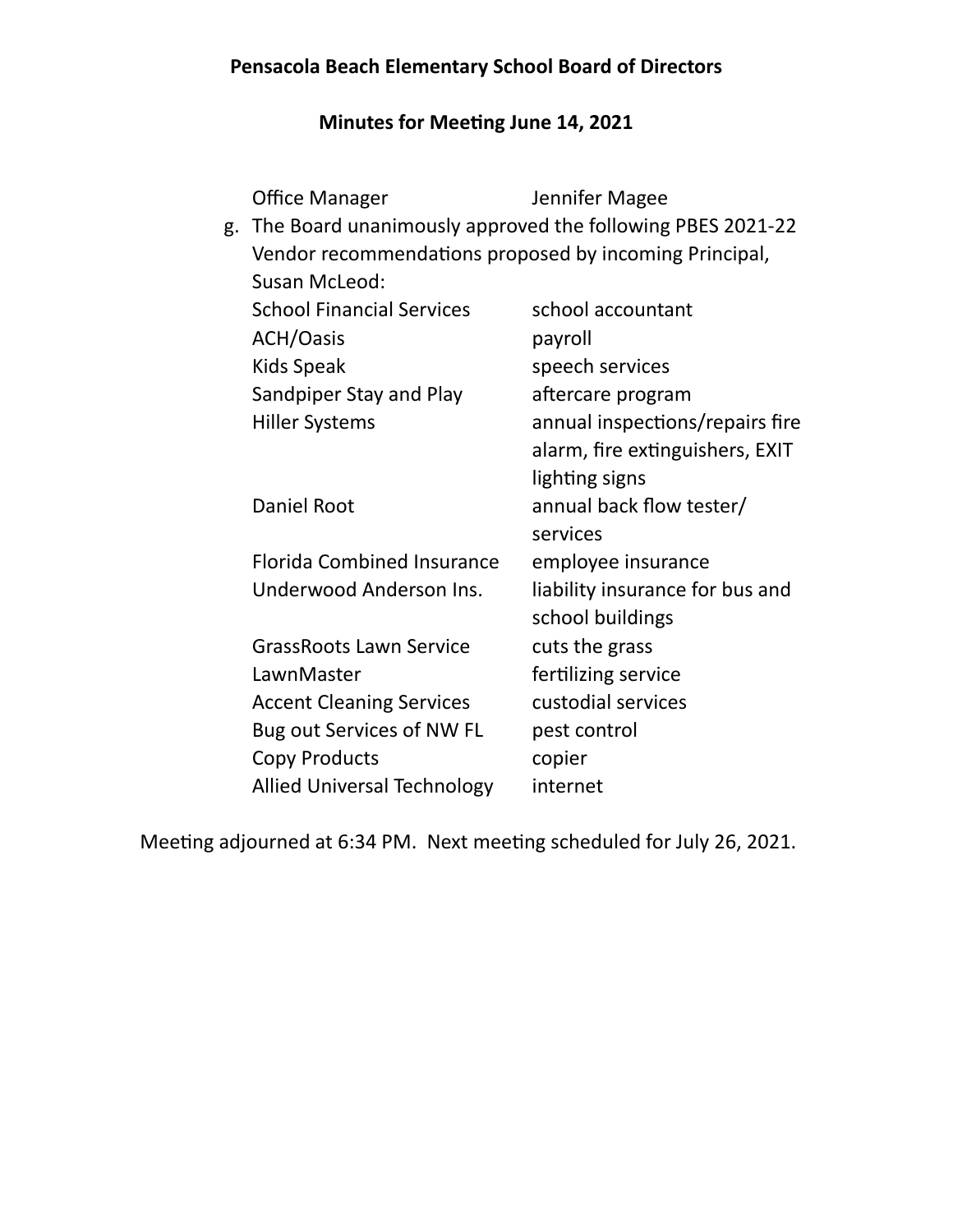**Pensacola Beach Elementary School Board of Directors**

**Minutes for Meeting June 14, 2021**

| | |
|---|---|
| Office Manager | Jennifer Magee |

g. The Board unanimously approved the following PBES 2021-22 Vendor recommendations proposed by incoming Principal, Susan McLeod:

| | |
|---|---|
| School Financial Services | school accountant |
| ACH/Oasis | payroll |
| Kids Speak | speech services |
| Sandpiper Stay and Play | aftercare program |
| Hiller Systems | annual inspections/repairs fire alarm, fire extinguishers, EXIT lighting signs |
| Daniel Root | annual back flow tester/ services |
| Florida Combined Insurance | employee insurance |
| Underwood Anderson Ins. | liability insurance for bus and school buildings |
| GrassRoots Lawn Service | cuts the grass |
| LawnMaster | fertilizing service |
| Accent Cleaning Services | custodial services |
| Bug out Services of NW FL | pest control |
| Copy Products | copier |
| Allied Universal Technology | internet |

Meeting adjourned at 6:34 PM. Next meeting scheduled for July 26, 2021.